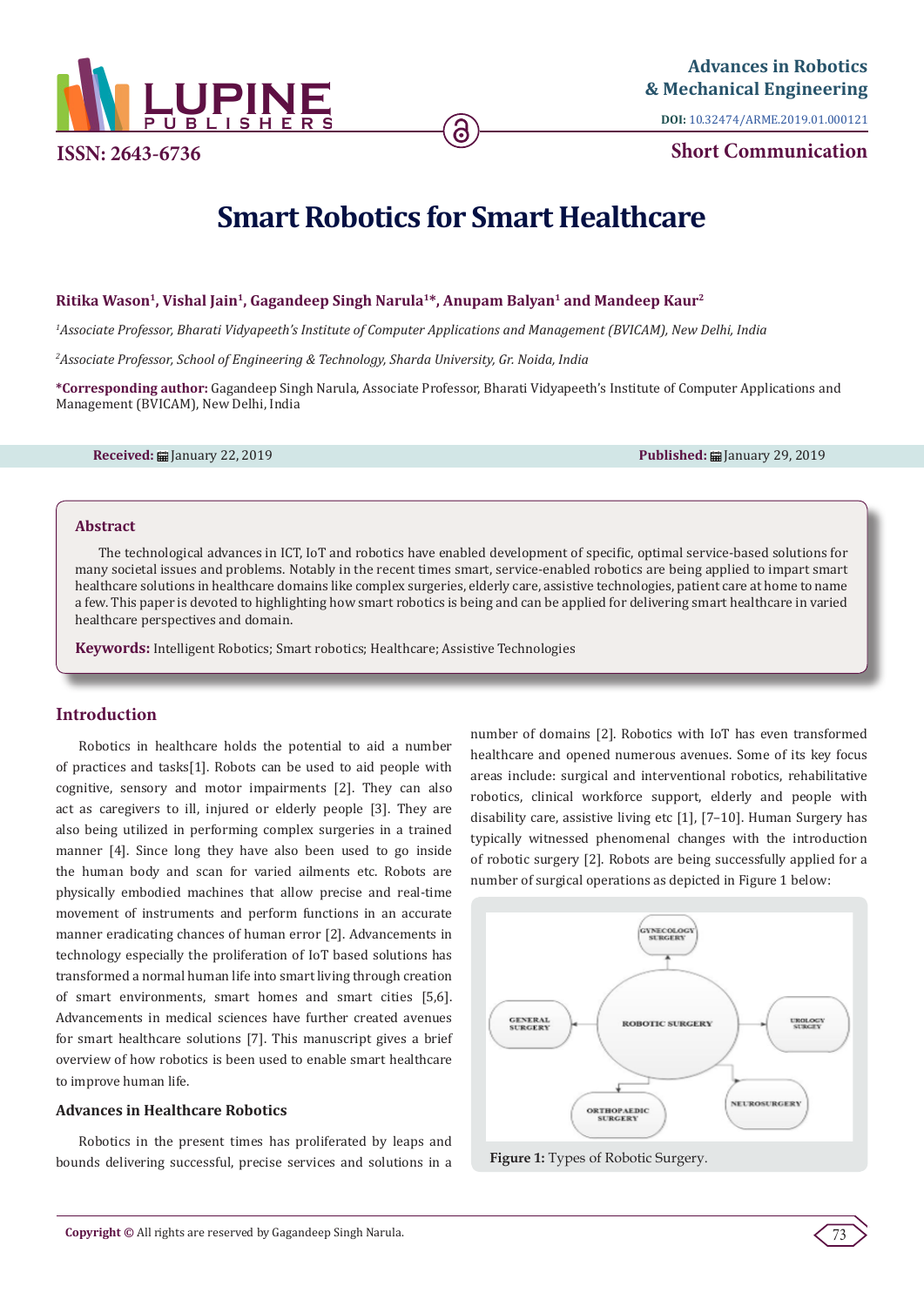# Smart Robotics for Smart Healthcare

**Ritika Wason[1], Vishal Jain[1], Gagandeep Singh Narula[1]*, Anupam Balyan[1] and Mandeep Kaur[2]**

[1]*Associate Professor, Bharati Vidyapeeth's Institute of Computer Applications and Management (BVICAM), New Delhi, India*

[2]*Associate Professor, School of Engineering & Technology, Sharda University, Gr. Noida, India*

**\*Corresponding author:** Gagandeep Singh Narula, Associate Professor, Bharati Vidyapeeth's Institute of Computer Applications and Management (BVICAM), New Delhi, India

**Received:** January 22, 2019 **Published:** January 29, 2019

## Abstract

The technological advances in ICT, IoT and robotics have enabled development of specific, optimal service-based solutions for many societal issues and problems. Notably in the recent times smart, service-enabled robotics are being applied to impart smart healthcare solutions in healthcare domains like complex surgeries, elderly care, assistive technologies, patient care at home to name a few. This paper is devoted to highlighting how smart robotics is being and can be applied for delivering smart healthcare in varied healthcare perspectives and domain.

**Keywords:** Intelligent Robotics; Smart robotics; Healthcare; Assistive Technologies

## Introduction

Robotics in healthcare holds the potential to aid a number of practices and tasks[1]. Robots can be used to aid people with cognitive, sensory and motor impairments [2]. They can also act as caregivers to ill, injured or elderly people [3]. They are also being utilized in performing complex surgeries in a trained manner [4]. Since long they have also been used to go inside the human body and scan for varied ailments etc. Robots are physically embodied machines that allow precise and real-time movement of instruments and perform functions in an accurate manner eradicating chances of human error [2]. Advancements in technology especially the proliferation of IoT based solutions has transformed a normal human life into smart living through creation of smart environments, smart homes and smart cities [5,6]. Advancements in medical sciences have further created avenues for smart healthcare solutions [7]. This manuscript gives a brief overview of how robotics is been used to enable smart healthcare to improve human life.

### Advances in Healthcare Robotics

Robotics in the present times has proliferated by leaps and bounds delivering successful, precise services and solutions in a number of domains [2]. Robotics with IoT has even transformed healthcare and opened numerous avenues. Some of its key focus areas include: surgical and interventional robotics, rehabilitative robotics, clinical workforce support, elderly and people with disability care, assistive living etc [1], [7–10]. Human Surgery has typically witnessed phenomenal changes with the introduction of robotic surgery [2]. Robots are being successfully applied for a number of surgical operations as depicted in Figure 1 below:

**Figure 1:** Types of Robotic Surgery.

**Copyright ©** All rights are reserved by Gagandeep Singh Narula.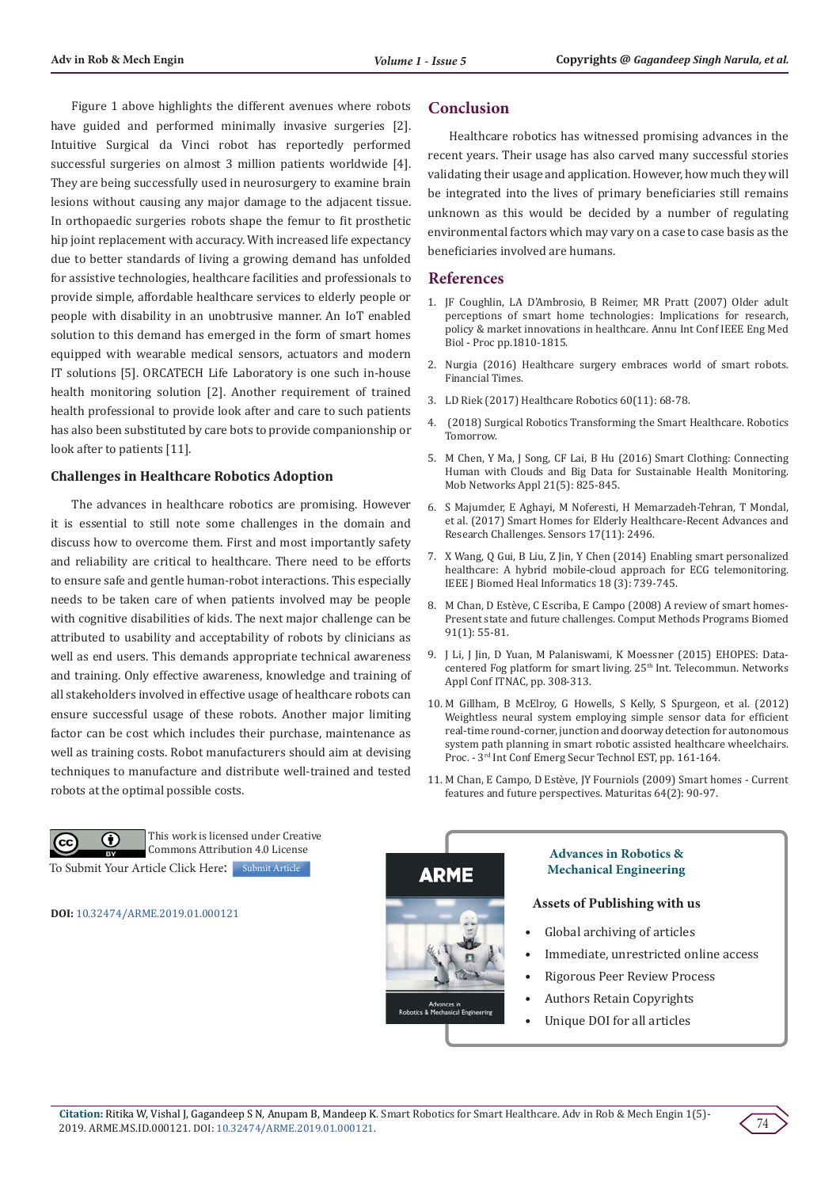Figure 1 above highlights the different avenues where robots have guided and performed minimally invasive surgeries [2]. Intuitive Surgical da Vinci robot has reportedly performed successful surgeries on almost 3 million patients worldwide [4]. They are being successfully used in neurosurgery to examine brain lesions without causing any major damage to the adjacent tissue. In orthopaedic surgeries robots shape the femur to fit prosthetic hip joint replacement with accuracy. With increased life expectancy due to better standards of living a growing demand has unfolded for assistive technologies, healthcare facilities and professionals to provide simple, affordable healthcare services to elderly people or people with disability in an unobtrusive manner. An IoT enabled solution to this demand has emerged in the form of smart homes equipped with wearable medical sensors, actuators and modern IT solutions [5]. ORCATECH Life Laboratory is one such in-house health monitoring solution [2]. Another requirement of trained health professional to provide look after and care to such patients has also been substituted by care bots to provide companionship or look after to patients [11].

### Challenges in Healthcare Robotics Adoption

The advances in healthcare robotics are promising. However it is essential to still note some challenges in the domain and discuss how to overcome them. First and most importantly safety and reliability are critical to healthcare. There need to be efforts to ensure safe and gentle human-robot interactions. This especially needs to be taken care of when patients involved may be people with cognitive disabilities of kids. The next major challenge can be attributed to usability and acceptability of robots by clinicians as well as end users. This demands appropriate technical awareness and training. Only effective awareness, knowledge and training of all stakeholders involved in effective usage of healthcare robots can ensure successful usage of these robots. Another major limiting factor can be cost which includes their purchase, maintenance as well as training costs. Robot manufacturers should aim at devising techniques to manufacture and distribute well-trained and tested robots at the optimal possible costs.

## Conclusion

Healthcare robotics has witnessed promising advances in the recent years. Their usage has also carved many successful stories validating their usage and application. However, how much they will be integrated into the lives of primary beneficiaries still remains unknown as this would be decided by a number of regulating environmental factors which may vary on a case to case basis as the beneficiaries involved are humans.

## References

1. JF Coughlin, LA D'Ambrosio, B Reimer, MR Pratt (2007) Older adult perceptions of smart home technologies: Implications for research, policy & market innovations in healthcare. Annu Int Conf IEEE Eng Med Biol - Proc pp.1810-1815.
2. Nurgia (2016) Healthcare surgery embraces world of smart robots. Financial Times.
3. LD Riek (2017) Healthcare Robotics 60(11): 68-78.
4. (2018) Surgical Robotics Transforming the Smart Healthcare. Robotics Tomorrow.
5. M Chen, Y Ma, J Song, CF Lai, B Hu (2016) Smart Clothing: Connecting Human with Clouds and Big Data for Sustainable Health Monitoring. Mob Networks Appl 21(5): 825-845.
6. S Majumder, E Aghayi, M Noferesti, H Memarzadeh-Tehran, T Mondal, et al. (2017) Smart Homes for Elderly Healthcare-Recent Advances and Research Challenges. Sensors 17(11): 2496.
7. X Wang, Q Gui, B Liu, Z Jin, Y Chen (2014) Enabling smart personalized healthcare: A hybrid mobile-cloud approach for ECG telemonitoring. IEEE J Biomed Heal Informatics 18 (3): 739-745.
8. M Chan, D Estève, C Escriba, E Campo (2008) A review of smart homes-Present state and future challenges. Comput Methods Programs Biomed 91(1): 55-81.
9. J Li, J Jin, D Yuan, M Palaniswami, K Moessner (2015) EHOPES: Data-centered Fog platform for smart living. 25th Int. Telecommun. Networks Appl Conf ITNAC, pp. 308-313.
10. M Gillham, B McElroy, G Howells, S Kelly, S Spurgeon, et al. (2012) Weightless neural system employing simple sensor data for efficient real-time round-corner, junction and doorway detection for autonomous system path planning in smart robotic assisted healthcare wheelchairs. Proc. - 3rd Int Conf Emerg Secur Technol EST, pp. 161-164.
11. M Chan, E Campo, D Estève, JY Fourniols (2009) Smart homes - Current features and future perspectives. Maturitas 64(2): 90-97.

This work is licensed under Creative Commons Attribution 4.0 License

To Submit Your Article Click Here: Submit Article

**DOI:** 10.32474/ARME.2019.01.000121

**Advances in Robotics & Mechanical Engineering**

**Assets of Publishing with us**

- Global archiving of articles
- Immediate, unrestricted online access
- Rigorous Peer Review Process
- Authors Retain Copyrights
- Unique DOI for all articles

**Citation:** Ritika W, Vishal J, Gagandeep S N, Anupam B, Mandeep K. Smart Robotics for Smart Healthcare. Adv in Rob & Mech Engin 1(5)-2019. ARME.MS.ID.000121. DOI: 10.32474/ARME.2019.01.000121.